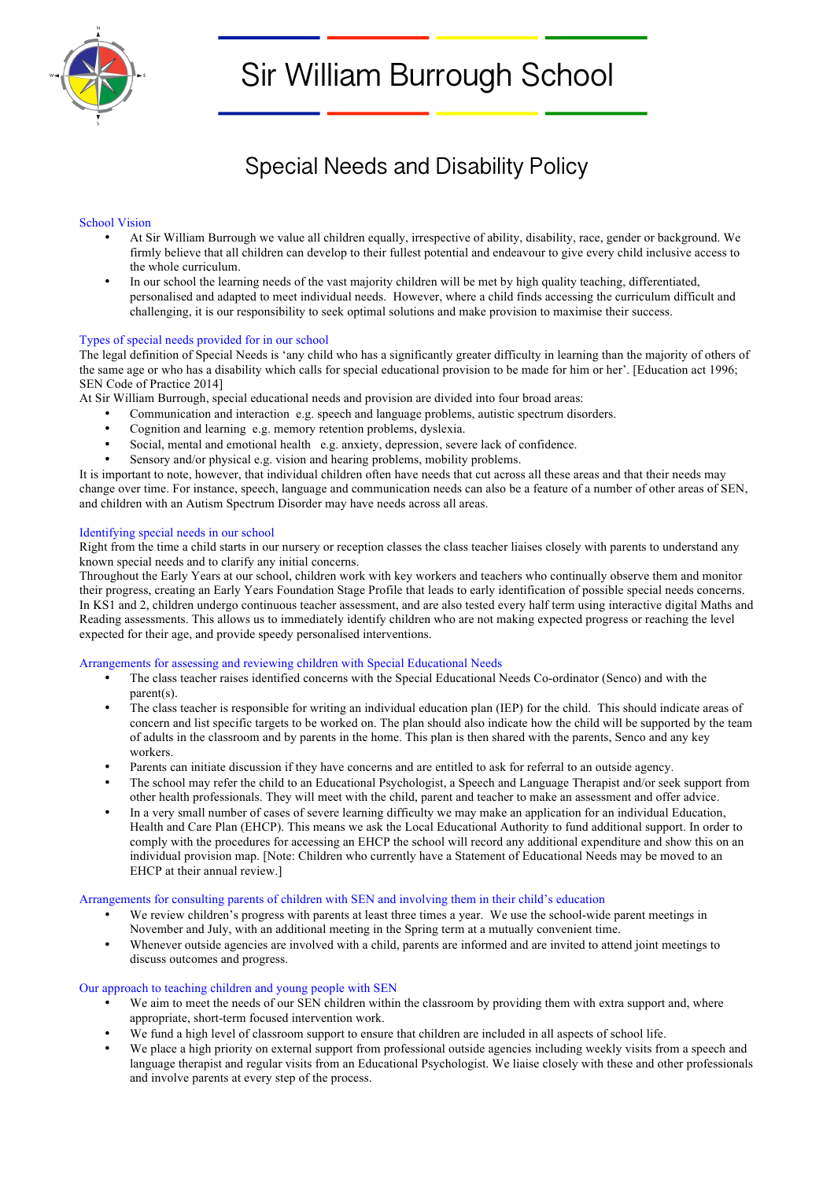# Sir William Burrough School

## Special Needs and Disability Policy

### School Vision

- At Sir William Burrough we value all children equally, irrespective of ability, disability, race, gender or background. We firmly believe that all children can develop to their fullest potential and endeavour to give every child inclusive access to the whole curriculum.
- In our school the learning needs of the vast majority children will be met by high quality teaching, differentiated, personalised and adapted to meet individual needs. However, where a child finds accessing the curriculum difficult and challenging, it is our responsibility to seek optimal solutions and make provision to maximise their success.

### Types of special needs provided for in our school

The legal definition of Special Needs is 'any child who has a significantly greater difficulty in learning than the majority of others of the same age or who has a disability which calls for special educational provision to be made for him or her'. [Education act 1996; SEN Code of Practice 2014]

At Sir William Burrough, special educational needs and provision are divided into four broad areas:

- Communication and interaction e.g. speech and language problems, autistic spectrum disorders.
- Cognition and learning e.g. memory retention problems, dyslexia.
- Social, mental and emotional health e.g. anxiety, depression, severe lack of confidence.
- Sensory and/or physical e.g. vision and hearing problems, mobility problems.

It is important to note, however, that individual children often have needs that cut across all these areas and that their needs may change over time. For instance, speech, language and communication needs can also be a feature of a number of other areas of SEN, and children with an Autism Spectrum Disorder may have needs across all areas.

### Identifying special needs in our school

Right from the time a child starts in our nursery or reception classes the class teacher liaises closely with parents to understand any known special needs and to clarify any initial concerns.

Throughout the Early Years at our school, children work with key workers and teachers who continually observe them and monitor their progress, creating an Early Years Foundation Stage Profile that leads to early identification of possible special needs concerns.

In KS1 and 2, children undergo continuous teacher assessment, and are also tested every half term using interactive digital Maths and Reading assessments. This allows us to immediately identify children who are not making expected progress or reaching the level expected for their age, and provide speedy personalised interventions.

### Arrangements for assessing and reviewing children with Special Educational Needs

- The class teacher raises identified concerns with the Special Educational Needs Co-ordinator (Senco) and with the parent(s).
- The class teacher is responsible for writing an individual education plan (IEP) for the child. This should indicate areas of concern and list specific targets to be worked on. The plan should also indicate how the child will be supported by the team of adults in the classroom and by parents in the home. This plan is then shared with the parents, Senco and any key workers.
- Parents can initiate discussion if they have concerns and are entitled to ask for referral to an outside agency.
- The school may refer the child to an Educational Psychologist, a Speech and Language Therapist and/or seek support from other health professionals. They will meet with the child, parent and teacher to make an assessment and offer advice.
- In a very small number of cases of severe learning difficulty we may make an application for an individual Education, Health and Care Plan (EHCP). This means we ask the Local Educational Authority to fund additional support. In order to comply with the procedures for accessing an EHCP the school will record any additional expenditure and show this on an individual provision map. [Note: Children who currently have a Statement of Educational Needs may be moved to an EHCP at their annual review.]

### Arrangements for consulting parents of children with SEN and involving them in their child's education

- We review children's progress with parents at least three times a year. We use the school-wide parent meetings in November and July, with an additional meeting in the Spring term at a mutually convenient time.
- Whenever outside agencies are involved with a child, parents are informed and are invited to attend joint meetings to discuss outcomes and progress.

### Our approach to teaching children and young people with SEN

- We aim to meet the needs of our SEN children within the classroom by providing them with extra support and, where appropriate, short-term focused intervention work.
- We fund a high level of classroom support to ensure that children are included in all aspects of school life.
- We place a high priority on external support from professional outside agencies including weekly visits from a speech and language therapist and regular visits from an Educational Psychologist. We liaise closely with these and other professionals and involve parents at every step of the process.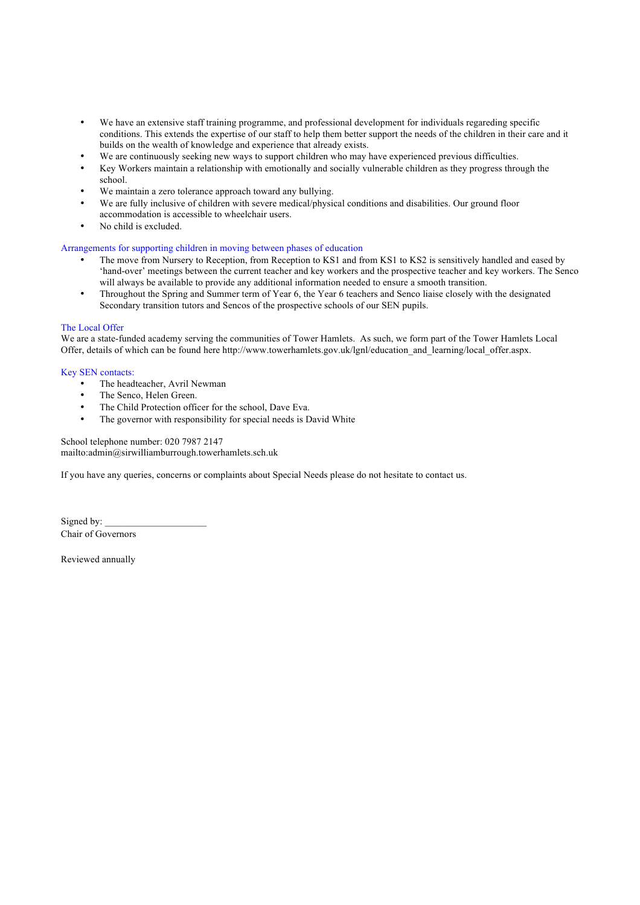- We have an extensive staff training programme, and professional development for individuals regareding specific conditions. This extends the expertise of our staff to help them better support the needs of the children in their care and it builds on the wealth of knowledge and experience that already exists.
- We are continuously seeking new ways to support children who may have experienced previous difficulties.
- Key Workers maintain a relationship with emotionally and socially vulnerable children as they progress through the school.
- We maintain a zero tolerance approach toward any bullying.
- We are fully inclusive of children with severe medical/physical conditions and disabilities. Our ground floor accommodation is accessible to wheelchair users.
- No child is excluded.

## Arrangements for supporting children in moving between phases of education

- The move from Nursery to Reception, from Reception to KS1 and from KS1 to KS2 is sensitively handled and eased by 'hand-over' meetings between the current teacher and key workers and the prospective teacher and key workers. The Senco will always be available to provide any additional information needed to ensure a smooth transition.
- Throughout the Spring and Summer term of Year 6, the Year 6 teachers and Senco liaise closely with the designated Secondary transition tutors and Sencos of the prospective schools of our SEN pupils.

## The Local Offer

We are a state-funded academy serving the communities of Tower Hamlets. As such, we form part of the Tower Hamlets Local Offer, details of which can be found here http://www.towerhamlets.gov.uk/lgnl/education_and_learning/local_offer.aspx.

## Key SEN contacts:

- The headteacher, Avril Newman
- The Senco, Helen Green.
- The Child Protection officer for the school, Dave Eva.
- The governor with responsibility for special needs is David White

School telephone number: 020 7987 2147
mailto:admin@sirwilliamburrough.towerhamlets.sch.uk

If you have any queries, concerns or complaints about Special Needs please do not hesitate to contact us.

Signed by: ____________________
Chair of Governors

Reviewed annually